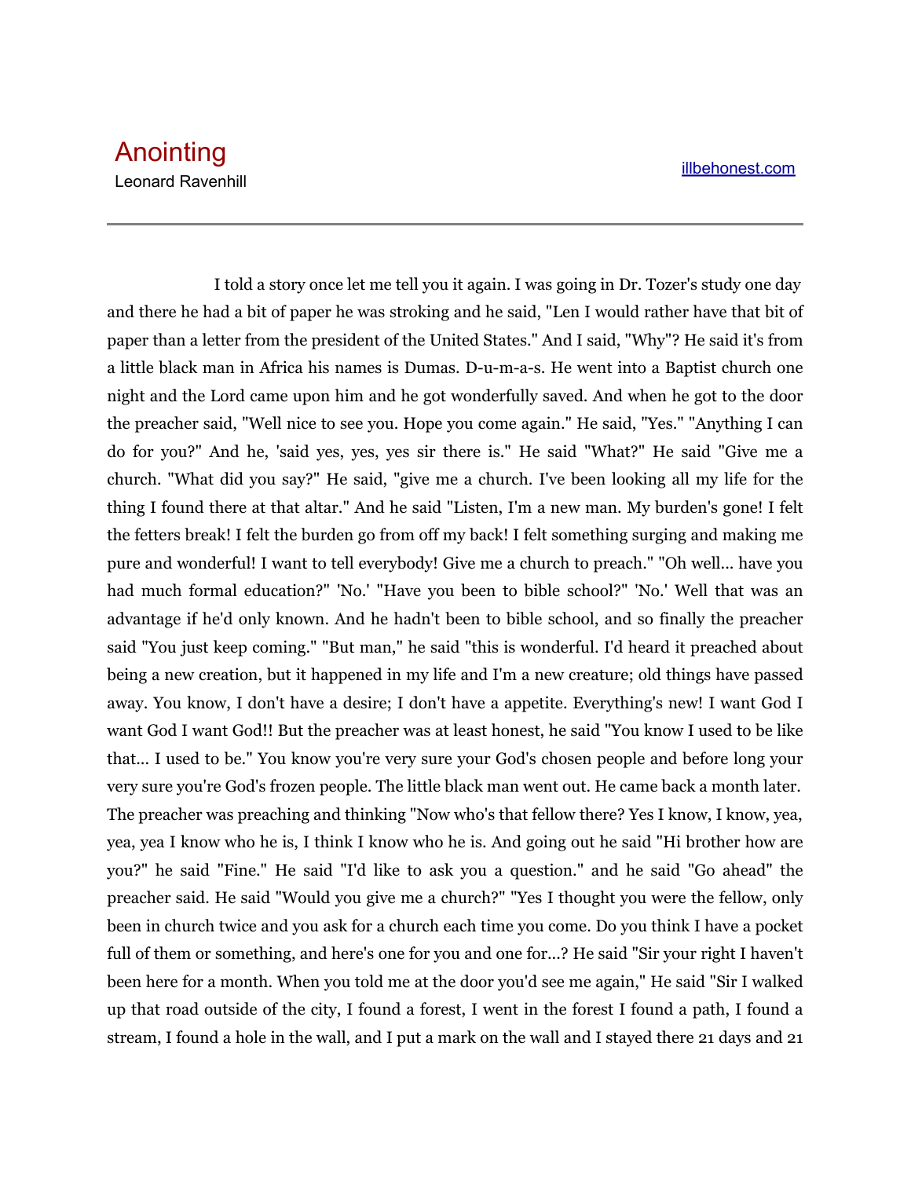# Anointing

Leonard Ravenhill

illbehonest.com

---

I told a story once let me tell you it again. I was going in Dr. Tozer's study one day and there he had a bit of paper he was stroking and he said, "Len I would rather have that bit of paper than a letter from the president of the United States." And I said, "Why"? He said it's from a little black man in Africa his names is Dumas. D-u-m-a-s. He went into a Baptist church one night and the Lord came upon him and he got wonderfully saved. And when he got to the door the preacher said, "Well nice to see you. Hope you come again." He said, "Yes." "Anything I can do for you?" And he, 'said yes, yes, yes sir there is." He said "What?" He said "Give me a church. "What did you say?" He said, "give me a church. I've been looking all my life for the thing I found there at that altar." And he said "Listen, I'm a new man. My burden's gone! I felt the fetters break! I felt the burden go from off my back! I felt something surging and making me pure and wonderful! I want to tell everybody! Give me a church to preach." "Oh well... have you had much formal education?" 'No.' "Have you been to bible school?" 'No.' Well that was an advantage if he'd only known. And he hadn't been to bible school, and so finally the preacher said "You just keep coming." "But man," he said "this is wonderful. I'd heard it preached about being a new creation, but it happened in my life and I'm a new creature; old things have passed away. You know, I don't have a desire; I don't have a appetite. Everything's new! I want God I want God I want God!! But the preacher was at least honest, he said "You know I used to be like that... I used to be." You know you're very sure your God's chosen people and before long your very sure you're God's frozen people. The little black man went out. He came back a month later. The preacher was preaching and thinking "Now who's that fellow there? Yes I know, I know, yea, yea, yea I know who he is, I think I know who he is. And going out he said "Hi brother how are you?" he said "Fine." He said "I'd like to ask you a question." and he said "Go ahead" the preacher said. He said "Would you give me a church?" "Yes I thought you were the fellow, only been in church twice and you ask for a church each time you come. Do you think I have a pocket full of them or something, and here's one for you and one for...? He said "Sir your right I haven't been here for a month. When you told me at the door you'd see me again," He said "Sir I walked up that road outside of the city, I found a forest, I went in the forest I found a path, I found a stream, I found a hole in the wall, and I put a mark on the wall and I stayed there 21 days and 21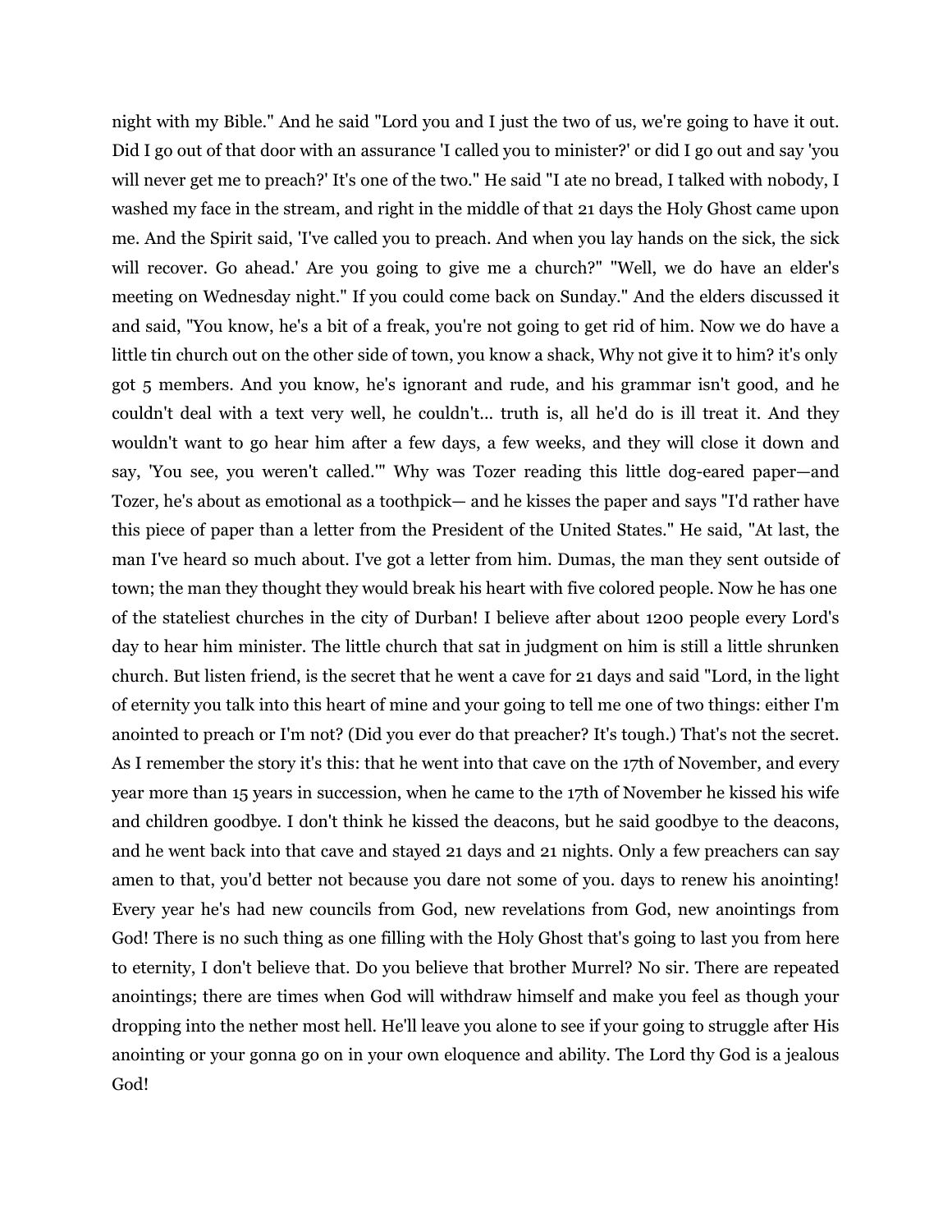night with my Bible." And he said "Lord you and I just the two of us, we're going to have it out. Did I go out of that door with an assurance 'I called you to minister?' or did I go out and say 'you will never get me to preach?' It's one of the two." He said "I ate no bread, I talked with nobody, I washed my face in the stream, and right in the middle of that 21 days the Holy Ghost came upon me. And the Spirit said, 'I've called you to preach. And when you lay hands on the sick, the sick will recover. Go ahead.' Are you going to give me a church?" "Well, we do have an elder's meeting on Wednesday night." If you could come back on Sunday." And the elders discussed it and said, "You know, he's a bit of a freak, you're not going to get rid of him. Now we do have a little tin church out on the other side of town, you know a shack, Why not give it to him? it's only got 5 members. And you know, he's ignorant and rude, and his grammar isn't good, and he couldn't deal with a text very well, he couldn't... truth is, all he'd do is ill treat it. And they wouldn't want to go hear him after a few days, a few weeks, and they will close it down and say, 'You see, you weren't called.'" Why was Tozer reading this little dog-eared paper—and Tozer, he's about as emotional as a toothpick— and he kisses the paper and says "I'd rather have this piece of paper than a letter from the President of the United States." He said, "At last, the man I've heard so much about. I've got a letter from him. Dumas, the man they sent outside of town; the man they thought they would break his heart with five colored people. Now he has one of the stateliest churches in the city of Durban! I believe after about 1200 people every Lord's day to hear him minister. The little church that sat in judgment on him is still a little shrunken church. But listen friend, is the secret that he went a cave for 21 days and said "Lord, in the light of eternity you talk into this heart of mine and your going to tell me one of two things: either I'm anointed to preach or I'm not? (Did you ever do that preacher? It's tough.) That's not the secret. As I remember the story it's this: that he went into that cave on the 17th of November, and every year more than 15 years in succession, when he came to the 17th of November he kissed his wife and children goodbye. I don't think he kissed the deacons, but he said goodbye to the deacons, and he went back into that cave and stayed 21 days and 21 nights. Only a few preachers can say amen to that, you'd better not because you dare not some of you. days to renew his anointing! Every year he's had new councils from God, new revelations from God, new anointings from God! There is no such thing as one filling with the Holy Ghost that's going to last you from here to eternity, I don't believe that. Do you believe that brother Murrel? No sir. There are repeated anointings; there are times when God will withdraw himself and make you feel as though your dropping into the nether most hell. He'll leave you alone to see if your going to struggle after His anointing or your gonna go on in your own eloquence and ability. The Lord thy God is a jealous God!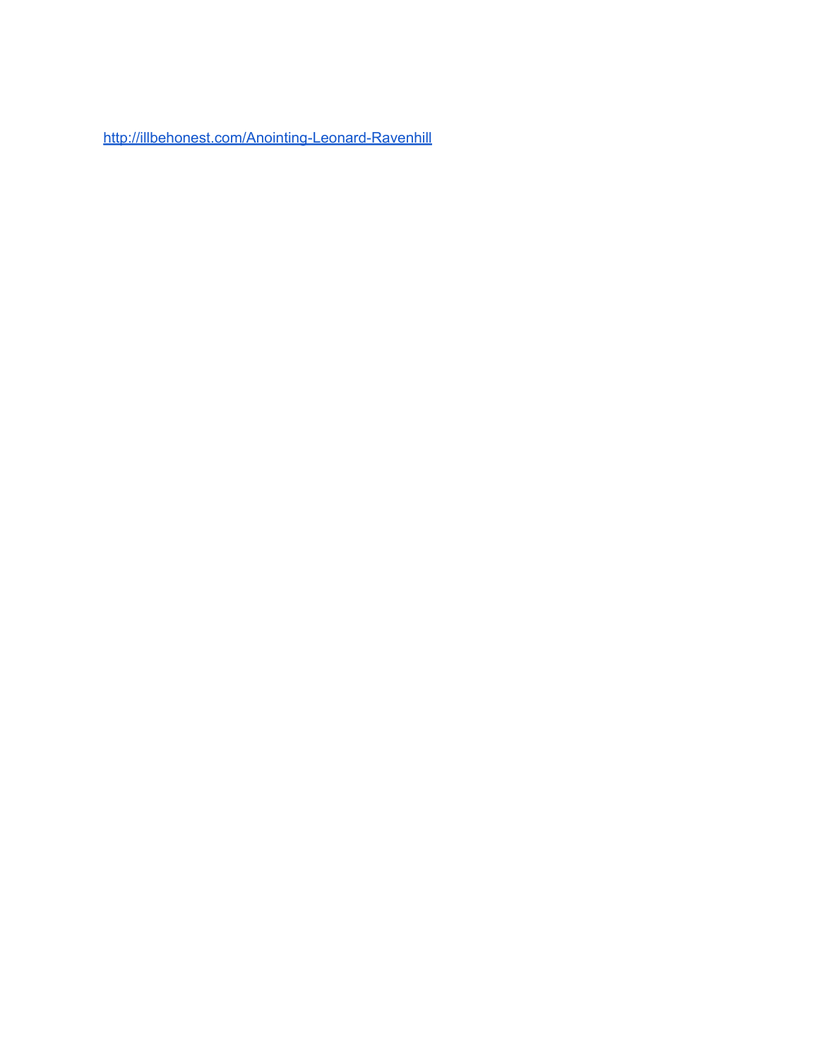http://illbehonest.com/Anointing-Leonard-Ravenhill